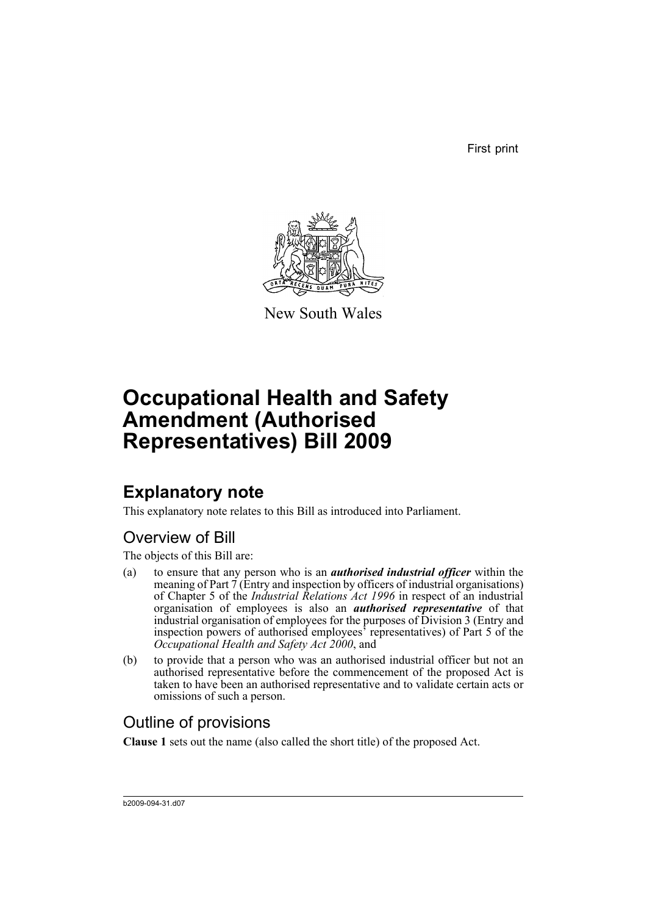First print

New South Wales

# Occupational Health and Safety Amendment (Authorised Representatives) Bill 2009

## Explanatory note

This explanatory note relates to this Bill as introduced into Parliament.

### Overview of Bill

The objects of this Bill are:

(a) to ensure that any person who is an ***authorised industrial officer*** within the meaning of Part 7 (Entry and inspection by officers of industrial organisations) of Chapter 5 of the *Industrial Relations Act 1996* in respect of an industrial organisation of employees is also an ***authorised representative*** of that industrial organisation of employees for the purposes of Division 3 (Entry and inspection powers of authorised employees' representatives) of Part 5 of the *Occupational Health and Safety Act 2000*, and

(b) to provide that a person who was an authorised industrial officer but not an authorised representative before the commencement of the proposed Act is taken to have been an authorised representative and to validate certain acts or omissions of such a person.

### Outline of provisions

**Clause 1** sets out the name (also called the short title) of the proposed Act.

b2009-094-31.d07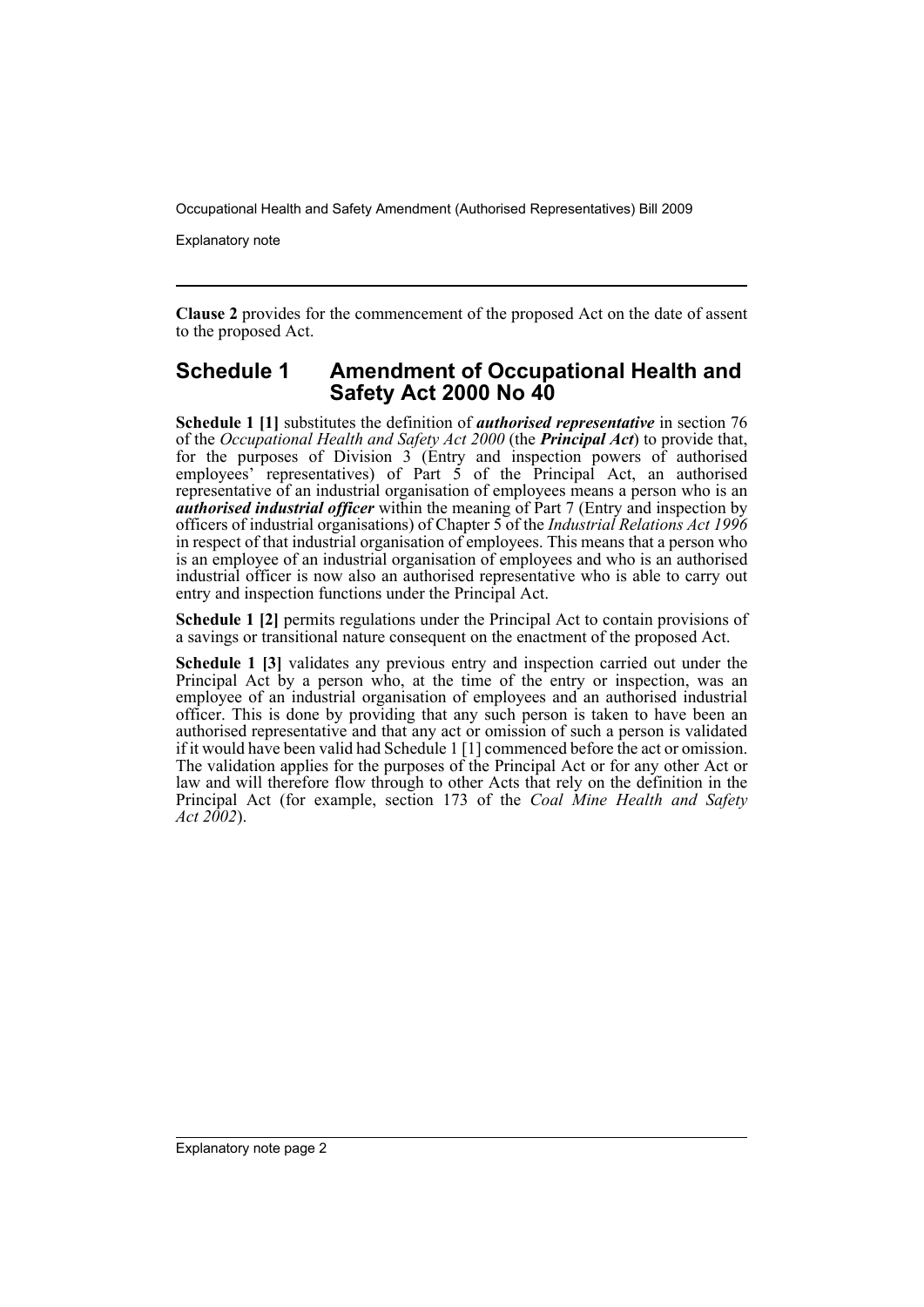**Clause 2** provides for the commencement of the proposed Act on the date of assent to the proposed Act.

## Schedule 1 Amendment of Occupational Health and Safety Act 2000 No 40

**Schedule 1 [1]** substitutes the definition of ***authorised representative*** in section 76 of the *Occupational Health and Safety Act 2000* (the ***Principal Act***) to provide that, for the purposes of Division 3 (Entry and inspection powers of authorised employees' representatives) of Part 5 of the Principal Act, an authorised representative of an industrial organisation of employees means a person who is an ***authorised industrial officer*** within the meaning of Part 7 (Entry and inspection by officers of industrial organisations) of Chapter 5 of the *Industrial Relations Act 1996* in respect of that industrial organisation of employees. This means that a person who is an employee of an industrial organisation of employees and who is an authorised industrial officer is now also an authorised representative who is able to carry out entry and inspection functions under the Principal Act.

**Schedule 1 [2]** permits regulations under the Principal Act to contain provisions of a savings or transitional nature consequent on the enactment of the proposed Act.

**Schedule 1 [3]** validates any previous entry and inspection carried out under the Principal Act by a person who, at the time of the entry or inspection, was an employee of an industrial organisation of employees and an authorised industrial officer. This is done by providing that any such person is taken to have been an authorised representative and that any act or omission of such a person is validated if it would have been valid had Schedule 1 [1] commenced before the act or omission. The validation applies for the purposes of the Principal Act or for any other Act or law and will therefore flow through to other Acts that rely on the definition in the Principal Act (for example, section 173 of the *Coal Mine Health and Safety Act 2002*).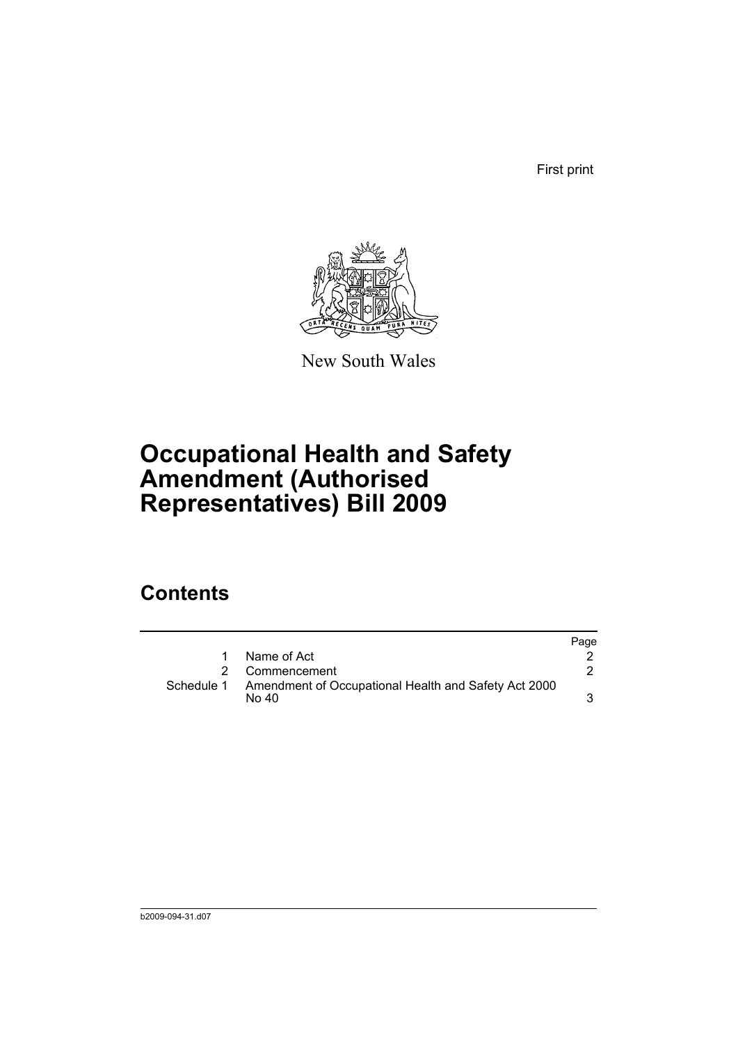First print

New South Wales

# Occupational Health and Safety Amendment (Authorised Representatives) Bill 2009

## Contents

| | | Page |
|---|---|---|
| 1 | Name of Act | 2 |
| 2 | Commencement | 2 |
| Schedule 1 | Amendment of Occupational Health and Safety Act 2000 No 40 | 3 |

b2009-094-31.d07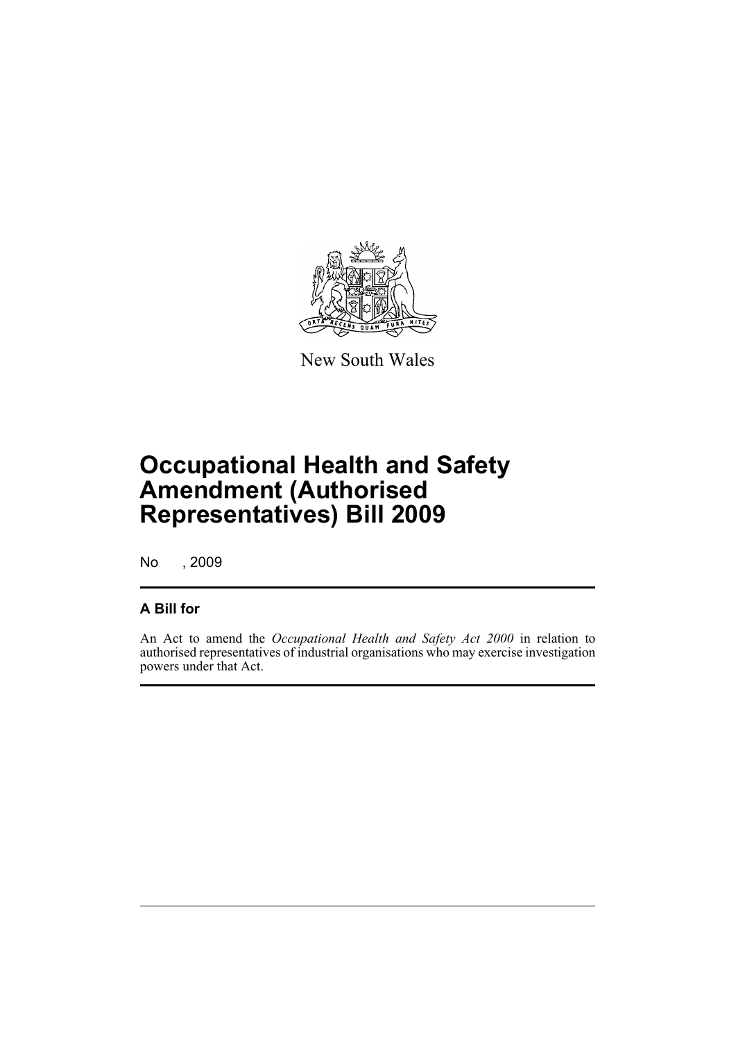New South Wales

# Occupational Health and Safety Amendment (Authorised Representatives) Bill 2009

No , 2009

## A Bill for

An Act to amend the *Occupational Health and Safety Act 2000* in relation to authorised representatives of industrial organisations who may exercise investigation powers under that Act.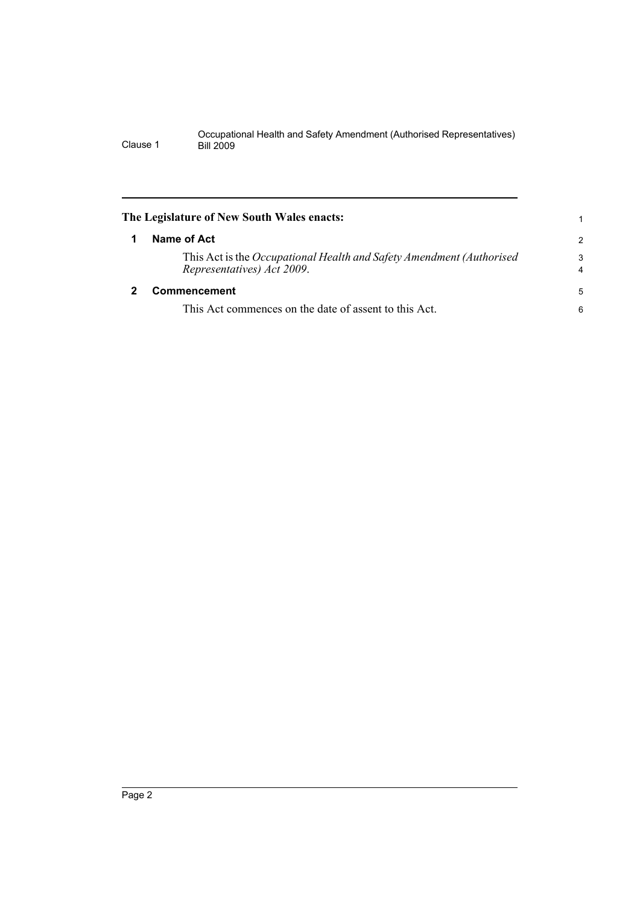**The Legislature of New South Wales enacts:**

## 1 Name of Act

This Act is the *Occupational Health and Safety Amendment (Authorised Representatives) Act 2009*.

## 2 Commencement

This Act commences on the date of assent to this Act.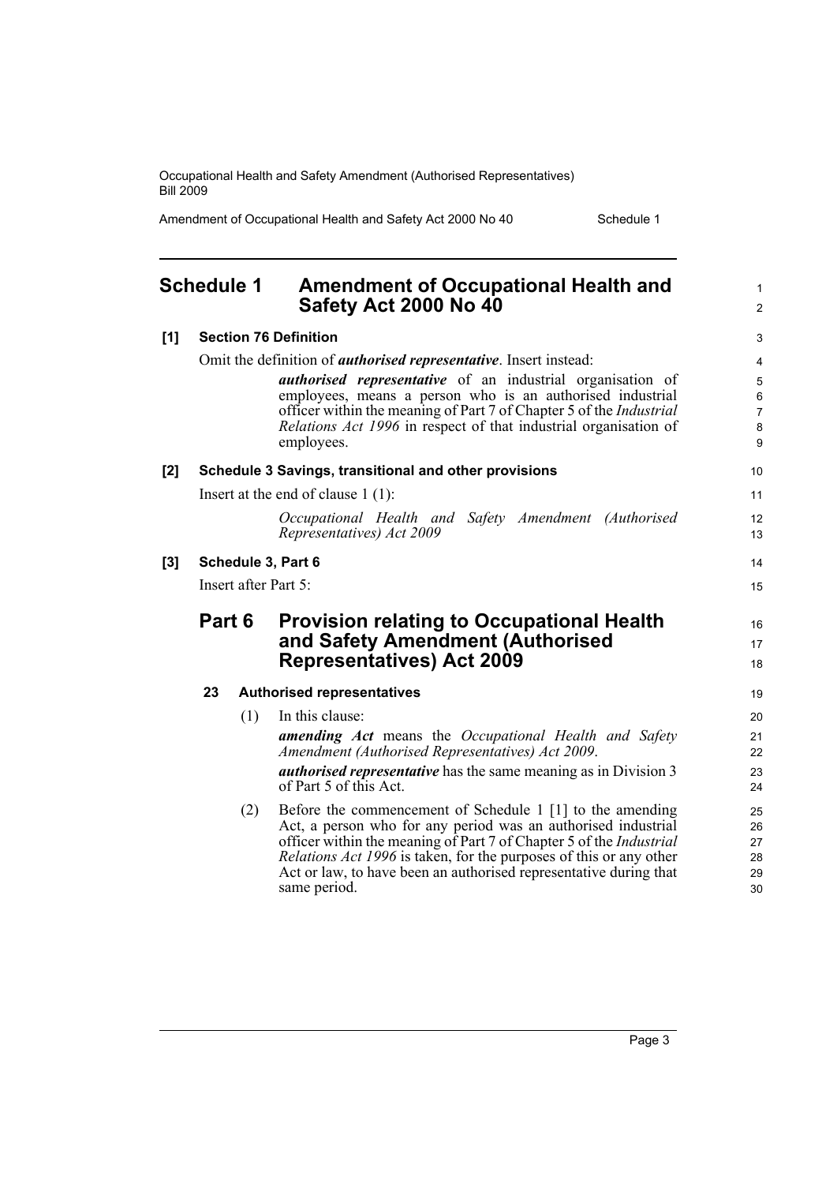# Schedule 1 Amendment of Occupational Health and Safety Act 2000 No 40

**[1] Section 76 Definition**

Omit the definition of ***authorised representative***. Insert instead:

> ***authorised representative*** of an industrial organisation of employees, means a person who is an authorised industrial officer within the meaning of Part 7 of Chapter 5 of the *Industrial Relations Act 1996* in respect of that industrial organisation of employees.

**[2] Schedule 3 Savings, transitional and other provisions**

Insert at the end of clause 1 (1):

> *Occupational Health and Safety Amendment (Authorised Representatives) Act 2009*

**[3] Schedule 3, Part 6**

Insert after Part 5:

## Part 6 Provision relating to Occupational Health and Safety Amendment (Authorised Representatives) Act 2009

### 23 Authorised representatives

(1) In this clause:

***amending Act*** means the *Occupational Health and Safety Amendment (Authorised Representatives) Act 2009*.

***authorised representative*** has the same meaning as in Division 3 of Part 5 of this Act.

(2) Before the commencement of Schedule 1 [1] to the amending Act, a person who for any period was an authorised industrial officer within the meaning of Part 7 of Chapter 5 of the *Industrial Relations Act 1996* is taken, for the purposes of this or any other Act or law, to have been an authorised representative during that same period.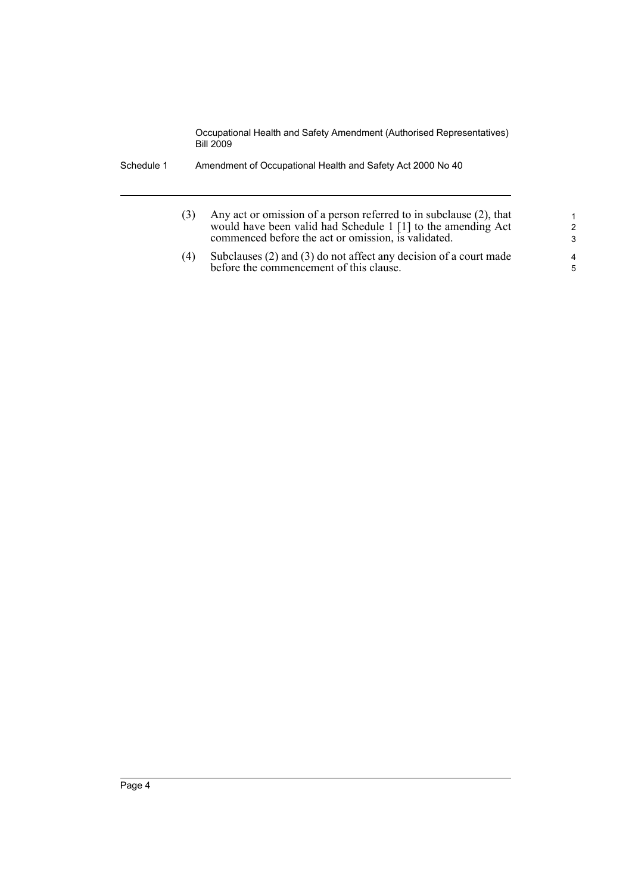(3) Any act or omission of a person referred to in subclause (2), that would have been valid had Schedule 1 [1] to the amending Act commenced before the act or omission, is validated.

(4) Subclauses (2) and (3) do not affect any decision of a court made before the commencement of this clause.